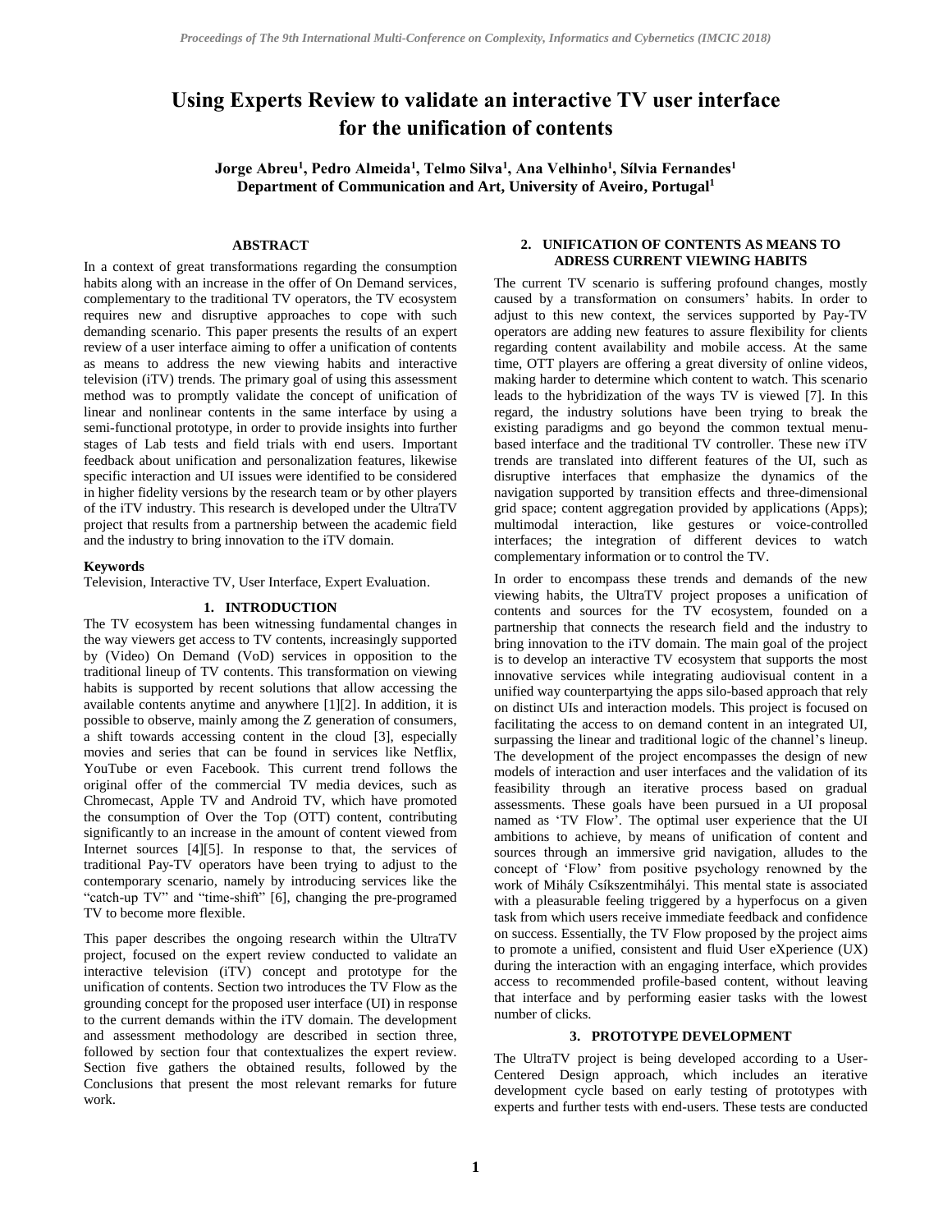# Using Experts Review to validate an interactive TV user interface for the unification of contents

**Jorge Abreu[1], Pedro Almeida[1], Telmo Silva[1], Ana Velhinho[1], Sílvia Fernandes[1]**
**Department of Communication and Art, University of Aveiro, Portugal[1]**

## ABSTRACT

In a context of great transformations regarding the consumption habits along with an increase in the offer of On Demand services, complementary to the traditional TV operators, the TV ecosystem requires new and disruptive approaches to cope with such demanding scenario. This paper presents the results of an expert review of a user interface aiming to offer a unification of contents as means to address the new viewing habits and interactive television (iTV) trends. The primary goal of using this assessment method was to promptly validate the concept of unification of linear and nonlinear contents in the same interface by using a semi-functional prototype, in order to provide insights into further stages of Lab tests and field trials with end users. Important feedback about unification and personalization features, likewise specific interaction and UI issues were identified to be considered in higher fidelity versions by the research team or by other players of the iTV industry. This research is developed under the UltraTV project that results from a partnership between the academic field and the industry to bring innovation to the iTV domain.

**Keywords**

Television, Interactive TV, User Interface, Expert Evaluation.

## 1. INTRODUCTION

The TV ecosystem has been witnessing fundamental changes in the way viewers get access to TV contents, increasingly supported by (Video) On Demand (VoD) services in opposition to the traditional lineup of TV contents. This transformation on viewing habits is supported by recent solutions that allow accessing the available contents anytime and anywhere [1][2]. In addition, it is possible to observe, mainly among the Z generation of consumers, a shift towards accessing content in the cloud [3], especially movies and series that can be found in services like Netflix, YouTube or even Facebook. This current trend follows the original offer of the commercial TV media devices, such as Chromecast, Apple TV and Android TV, which have promoted the consumption of Over the Top (OTT) content, contributing significantly to an increase in the amount of content viewed from Internet sources [4][5]. In response to that, the services of traditional Pay-TV operators have been trying to adjust to the contemporary scenario, namely by introducing services like the "catch-up TV" and "time-shift" [6], changing the pre-programed TV to become more flexible.

This paper describes the ongoing research within the UltraTV project, focused on the expert review conducted to validate an interactive television (iTV) concept and prototype for the unification of contents. Section two introduces the TV Flow as the grounding concept for the proposed user interface (UI) in response to the current demands within the iTV domain. The development and assessment methodology are described in section three, followed by section four that contextualizes the expert review. Section five gathers the obtained results, followed by the Conclusions that present the most relevant remarks for future work.

## 2. UNIFICATION OF CONTENTS AS MEANS TO ADRESS CURRENT VIEWING HABITS

The current TV scenario is suffering profound changes, mostly caused by a transformation on consumers' habits. In order to adjust to this new context, the services supported by Pay-TV operators are adding new features to assure flexibility for clients regarding content availability and mobile access. At the same time, OTT players are offering a great diversity of online videos, making harder to determine which content to watch. This scenario leads to the hybridization of the ways TV is viewed [7]. In this regard, the industry solutions have been trying to break the existing paradigms and go beyond the common textual menu-based interface and the traditional TV controller. These new iTV trends are translated into different features of the UI, such as disruptive interfaces that emphasize the dynamics of the navigation supported by transition effects and three-dimensional grid space; content aggregation provided by applications (Apps); multimodal interaction, like gestures or voice-controlled interfaces; the integration of different devices to watch complementary information or to control the TV.

In order to encompass these trends and demands of the new viewing habits, the UltraTV project proposes a unification of contents and sources for the TV ecosystem, founded on a partnership that connects the research field and the industry to bring innovation to the iTV domain. The main goal of the project is to develop an interactive TV ecosystem that supports the most innovative services while integrating audiovisual content in a unified way counterpartying the apps silo-based approach that rely on distinct UIs and interaction models. This project is focused on facilitating the access to on demand content in an integrated UI, surpassing the linear and traditional logic of the channel's lineup. The development of the project encompasses the design of new models of interaction and user interfaces and the validation of its feasibility through an iterative process based on gradual assessments. These goals have been pursued in a UI proposal named as 'TV Flow'. The optimal user experience that the UI ambitions to achieve, by means of unification of content and sources through an immersive grid navigation, alludes to the concept of 'Flow' from positive psychology renowned by the work of Mihály Csíkszentmihályi. This mental state is associated with a pleasurable feeling triggered by a hyperfocus on a given task from which users receive immediate feedback and confidence on success. Essentially, the TV Flow proposed by the project aims to promote a unified, consistent and fluid User eXperience (UX) during the interaction with an engaging interface, which provides access to recommended profile-based content, without leaving that interface and by performing easier tasks with the lowest number of clicks.

## 3. PROTOTYPE DEVELOPMENT

The UltraTV project is being developed according to a User-Centered Design approach, which includes an iterative development cycle based on early testing of prototypes with experts and further tests with end-users. These tests are conducted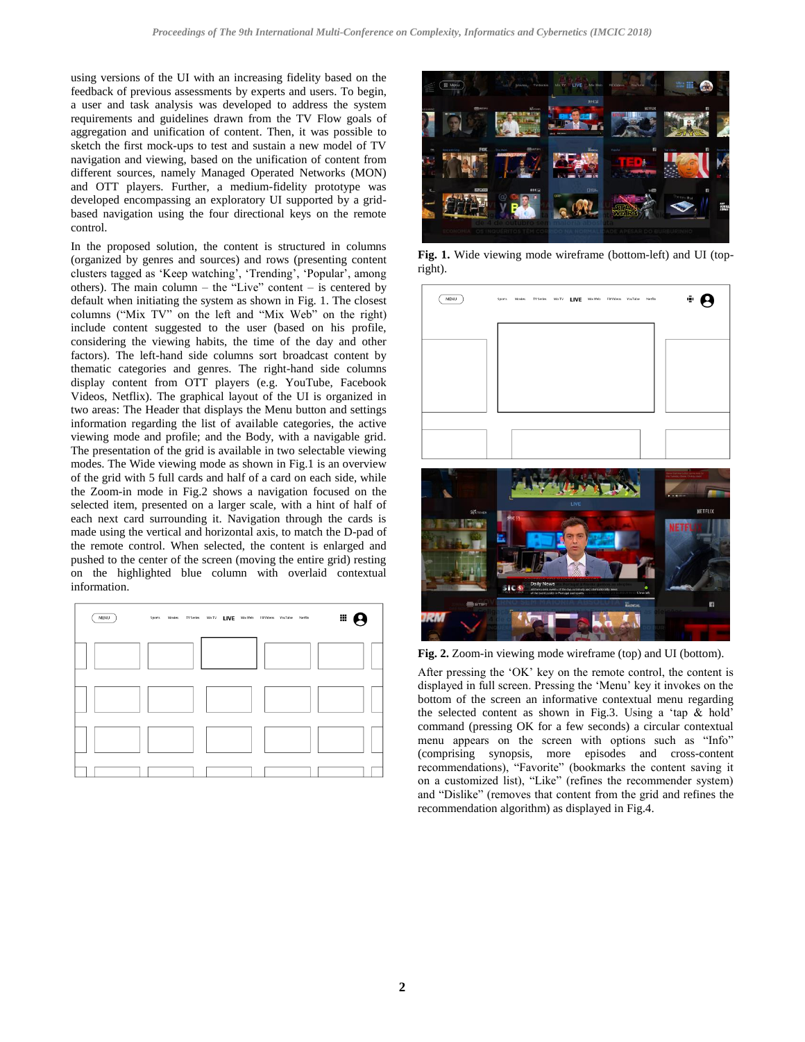using versions of the UI with an increasing fidelity based on the feedback of previous assessments by experts and users. To begin, a user and task analysis was developed to address the system requirements and guidelines drawn from the TV Flow goals of aggregation and unification of content. Then, it was possible to sketch the first mock-ups to test and sustain a new model of TV navigation and viewing, based on the unification of content from different sources, namely Managed Operated Networks (MON) and OTT players. Further, a medium-fidelity prototype was developed encompassing an exploratory UI supported by a grid-based navigation using the four directional keys on the remote control.

In the proposed solution, the content is structured in columns (organized by genres and sources) and rows (presenting content clusters tagged as 'Keep watching', 'Trending', 'Popular', among others). The main column – the "Live" content – is centered by default when initiating the system as shown in Fig. 1. The closest columns ("Mix TV" on the left and "Mix Web" on the right) include content suggested to the user (based on his profile, considering the viewing habits, the time of the day and other factors). The left-hand side columns sort broadcast content by thematic categories and genres. The right-hand side columns display content from OTT players (e.g. YouTube, Facebook Videos, Netflix). The graphical layout of the UI is organized in two areas: The Header that displays the Menu button and settings information regarding the list of available categories, the active viewing mode and profile; and the Body, with a navigable grid. The presentation of the grid is available in two selectable viewing modes. The Wide viewing mode as shown in Fig.1 is an overview of the grid with 5 full cards and half of a card on each side, while the Zoom-in mode in Fig.2 shows a navigation focused on the selected item, presented on a larger scale, with a hint of half of each next card surrounding it. Navigation through the cards is made using the vertical and horizontal axis, to match the D-pad of the remote control. When selected, the content is enlarged and pushed to the center of the screen (moving the entire grid) resting on the highlighted blue column with overlaid contextual information.

**Fig. 1.** Wide viewing mode wireframe (bottom-left) and UI (top-right).

**Fig. 2.** Zoom-in viewing mode wireframe (top) and UI (bottom).

After pressing the 'OK' key on the remote control, the content is displayed in full screen. Pressing the 'Menu' key it invokes on the bottom of the screen an informative contextual menu regarding the selected content as shown in Fig.3. Using a 'tap & hold' command (pressing OK for a few seconds) a circular contextual menu appears on the screen with options such as "Info" (comprising synopsis, more episodes and cross-content recommendations), "Favorite" (bookmarks the content saving it on a customized list), "Like" (refines the recommender system) and "Dislike" (removes that content from the grid and refines the recommendation algorithm) as displayed in Fig.4.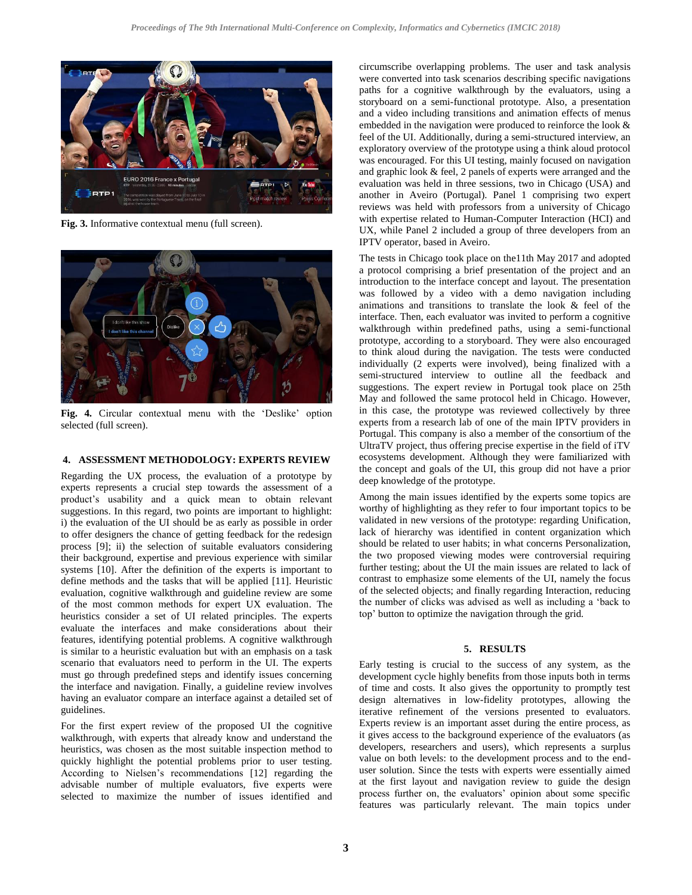**Fig. 3.** Informative contextual menu (full screen).

**Fig. 4.** Circular contextual menu with the 'Deslike' option selected (full screen).

## 4. ASSESSMENT METHODOLOGY: EXPERTS REVIEW

Regarding the UX process, the evaluation of a prototype by experts represents a crucial step towards the assessment of a product's usability and a quick mean to obtain relevant suggestions. In this regard, two points are important to highlight: i) the evaluation of the UI should be as early as possible in order to offer designers the chance of getting feedback for the redesign process [9]; ii) the selection of suitable evaluators considering their background, expertise and previous experience with similar systems [10]. After the definition of the experts is important to define methods and the tasks that will be applied [11]. Heuristic evaluation, cognitive walkthrough and guideline review are some of the most common methods for expert UX evaluation. The heuristics consider a set of UI related principles. The experts evaluate the interfaces and make considerations about their features, identifying potential problems. A cognitive walkthrough is similar to a heuristic evaluation but with an emphasis on a task scenario that evaluators need to perform in the UI. The experts must go through predefined steps and identify issues concerning the interface and navigation. Finally, a guideline review involves having an evaluator compare an interface against a detailed set of guidelines.

For the first expert review of the proposed UI the cognitive walkthrough, with experts that already know and understand the heuristics, was chosen as the most suitable inspection method to quickly highlight the potential problems prior to user testing. According to Nielsen's recommendations [12] regarding the advisable number of multiple evaluators, five experts were selected to maximize the number of issues identified and circumscribe overlapping problems. The user and task analysis were converted into task scenarios describing specific navigations paths for a cognitive walkthrough by the evaluators, using a storyboard on a semi-functional prototype. Also, a presentation and a video including transitions and animation effects of menus embedded in the navigation were produced to reinforce the look & feel of the UI. Additionally, during a semi-structured interview, an exploratory overview of the prototype using a think aloud protocol was encouraged. For this UI testing, mainly focused on navigation and graphic look & feel, 2 panels of experts were arranged and the evaluation was held in three sessions, two in Chicago (USA) and another in Aveiro (Portugal). Panel 1 comprising two expert reviews was held with professors from a university of Chicago with experience related to Human-Computer Interaction (HCI) and UX, while Panel 2 included a group of three developers from an IPTV operator, based in Aveiro.

The tests in Chicago took place on the11th May 2017 and adopted a protocol comprising a brief presentation of the project and an introduction to the interface concept and layout. The presentation was followed by a video with a demo navigation including animations and transitions to translate the look & feel of the interface. Then, each evaluator was invited to perform a cognitive walkthrough within predefined paths, using a semi-functional prototype, according to a storyboard. They were also encouraged to think aloud during the navigation. The tests were conducted individually (2 experts were involved), being finalized with a semi-structured interview to outline all the feedback and suggestions. The expert review in Portugal took place on 25th May and followed the same protocol held in Chicago. However, in this case, the prototype was reviewed collectively by three experts from a research lab of one of the main IPTV providers in Portugal. This company is also a member of the consortium of the UltraTV project, thus offering precise expertise in the field of iTV ecosystems development. Although they were familiarized with the concept and goals of the UI, this group did not have a prior deep knowledge of the prototype.

Among the main issues identified by the experts some topics are worthy of highlighting as they refer to four important topics to be validated in new versions of the prototype: regarding Unification, lack of hierarchy was identified in content organization which should be related to user habits; in what concerns Personalization, the two proposed viewing modes were controversial requiring further testing; about the UI the main issues are related to lack of contrast to emphasize some elements of the UI, namely the focus of the selected objects; and finally regarding Interaction, reducing the number of clicks was advised as well as including a 'back to top' button to optimize the navigation through the grid.

## 5. RESULTS

Early testing is crucial to the success of any system, as the development cycle highly benefits from those inputs both in terms of time and costs. It also gives the opportunity to promptly test design alternatives in low-fidelity prototypes, allowing the iterative refinement of the versions presented to evaluators. Experts review is an important asset during the entire process, as it gives access to the background experience of the evaluators (as developers, researchers and users), which represents a surplus value on both levels: to the development process and to the end-user solution. Since the tests with experts were essentially aimed at the first layout and navigation review to guide the design process further on, the evaluators' opinion about some specific features was particularly relevant. The main topics under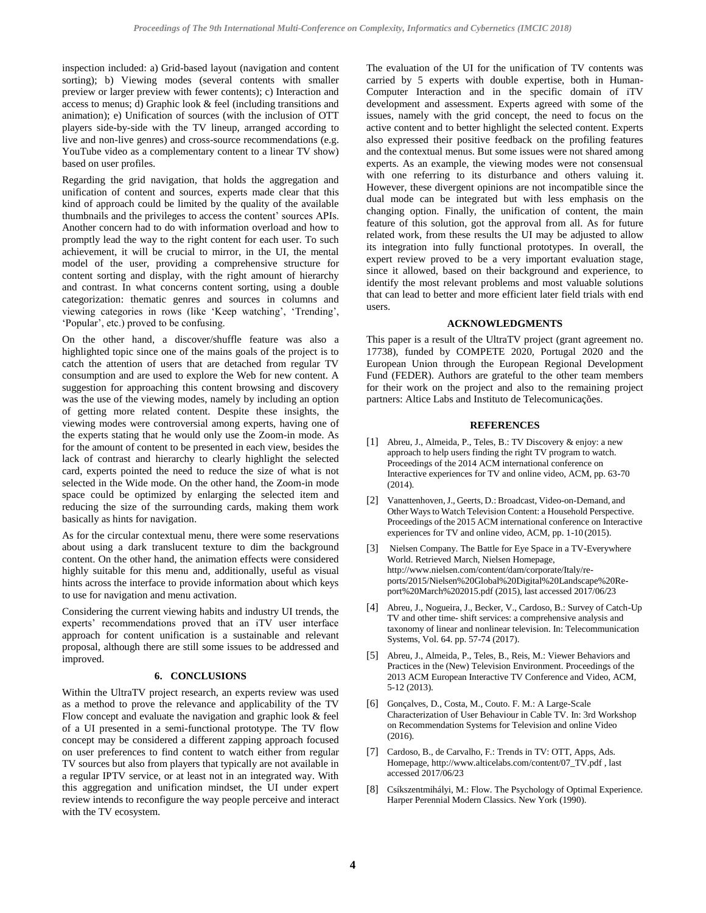inspection included: a) Grid-based layout (navigation and content sorting); b) Viewing modes (several contents with smaller preview or larger preview with fewer contents); c) Interaction and access to menus; d) Graphic look & feel (including transitions and animation); e) Unification of sources (with the inclusion of OTT players side-by-side with the TV lineup, arranged according to live and non-live genres) and cross-source recommendations (e.g. YouTube video as a complementary content to a linear TV show) based on user profiles.

Regarding the grid navigation, that holds the aggregation and unification of content and sources, experts made clear that this kind of approach could be limited by the quality of the available thumbnails and the privileges to access the content' sources APIs. Another concern had to do with information overload and how to promptly lead the way to the right content for each user. To such achievement, it will be crucial to mirror, in the UI, the mental model of the user, providing a comprehensive structure for content sorting and display, with the right amount of hierarchy and contrast. In what concerns content sorting, using a double categorization: thematic genres and sources in columns and viewing categories in rows (like 'Keep watching', 'Trending', 'Popular', etc.) proved to be confusing.

On the other hand, a discover/shuffle feature was also a highlighted topic since one of the mains goals of the project is to catch the attention of users that are detached from regular TV consumption and are used to explore the Web for new content. A suggestion for approaching this content browsing and discovery was the use of the viewing modes, namely by including an option of getting more related content. Despite these insights, the viewing modes were controversial among experts, having one of the experts stating that he would only use the Zoom-in mode. As for the amount of content to be presented in each view, besides the lack of contrast and hierarchy to clearly highlight the selected card, experts pointed the need to reduce the size of what is not selected in the Wide mode. On the other hand, the Zoom-in mode space could be optimized by enlarging the selected item and reducing the size of the surrounding cards, making them work basically as hints for navigation.

As for the circular contextual menu, there were some reservations about using a dark translucent texture to dim the background content. On the other hand, the animation effects were considered highly suitable for this menu and, additionally, useful as visual hints across the interface to provide information about which keys to use for navigation and menu activation.

Considering the current viewing habits and industry UI trends, the experts' recommendations proved that an iTV user interface approach for content unification is a sustainable and relevant proposal, although there are still some issues to be addressed and improved.

## 6. CONCLUSIONS

Within the UltraTV project research, an experts review was used as a method to prove the relevance and applicability of the TV Flow concept and evaluate the navigation and graphic look & feel of a UI presented in a semi-functional prototype. The TV flow concept may be considered a different zapping approach focused on user preferences to find content to watch either from regular TV sources but also from players that typically are not available in a regular IPTV service, or at least not in an integrated way. With this aggregation and unification mindset, the UI under expert review intends to reconfigure the way people perceive and interact with the TV ecosystem.

The evaluation of the UI for the unification of TV contents was carried by 5 experts with double expertise, both in Human-Computer Interaction and in the specific domain of iTV development and assessment. Experts agreed with some of the issues, namely with the grid concept, the need to focus on the active content and to better highlight the selected content. Experts also expressed their positive feedback on the profiling features and the contextual menus. But some issues were not shared among experts. As an example, the viewing modes were not consensual with one referring to its disturbance and others valuing it. However, these divergent opinions are not incompatible since the dual mode can be integrated but with less emphasis on the changing option. Finally, the unification of content, the main feature of this solution, got the approval from all. As for future related work, from these results the UI may be adjusted to allow its integration into fully functional prototypes. In overall, the expert review proved to be a very important evaluation stage, since it allowed, based on their background and experience, to identify the most relevant problems and most valuable solutions that can lead to better and more efficient later field trials with end users.

## ACKNOWLEDGMENTS

This paper is a result of the UltraTV project (grant agreement no. 17738), funded by COMPETE 2020, Portugal 2020 and the European Union through the European Regional Development Fund (FEDER). Authors are grateful to the other team members for their work on the project and also to the remaining project partners: Altice Labs and Instituto de Telecomunicações.

## REFERENCES

[1] Abreu, J., Almeida, P., Teles, B.: TV Discovery & enjoy: a new approach to help users finding the right TV program to watch. Proceedings of the 2014 ACM international conference on Interactive experiences for TV and online video, ACM, pp. 63-70 (2014).

[2] Vanattenhoven, J., Geerts, D.: Broadcast, Video-on-Demand, and Other Ways to Watch Television Content: a Household Perspective. Proceedings of the 2015 ACM international conference on Interactive experiences for TV and online video, ACM, pp. 1-10 (2015).

[3] Nielsen Company. The Battle for Eye Space in a TV-Everywhere World. Retrieved March, Nielsen Homepage, http://www.nielsen.com/content/dam/corporate/Italy/reports/2015/Nielsen%20Global%20Digital%20Landscape%20Report%20March%202015.pdf (2015), last accessed 2017/06/23

[4] Abreu, J., Nogueira, J., Becker, V., Cardoso, B.: Survey of Catch-Up TV and other time- shift services: a comprehensive analysis and taxonomy of linear and nonlinear television. In: Telecommunication Systems, Vol. 64. pp. 57-74 (2017).

[5] Abreu, J., Almeida, P., Teles, B., Reis, M.: Viewer Behaviors and Practices in the (New) Television Environment. Proceedings of the 2013 ACM European Interactive TV Conference and Video, ACM, 5-12 (2013).

[6] Gonçalves, D., Costa, M., Couto. F. M.: A Large-Scale Characterization of User Behaviour in Cable TV. In: 3rd Workshop on Recommendation Systems for Television and online Video (2016).

[7] Cardoso, B., de Carvalho, F.: Trends in TV: OTT, Apps, Ads. Homepage, http://www.alticelabs.com/content/07_TV.pdf , last accessed 2017/06/23

[8] Csíkszentmihályi, M.: Flow. The Psychology of Optimal Experience. Harper Perennial Modern Classics. New York (1990).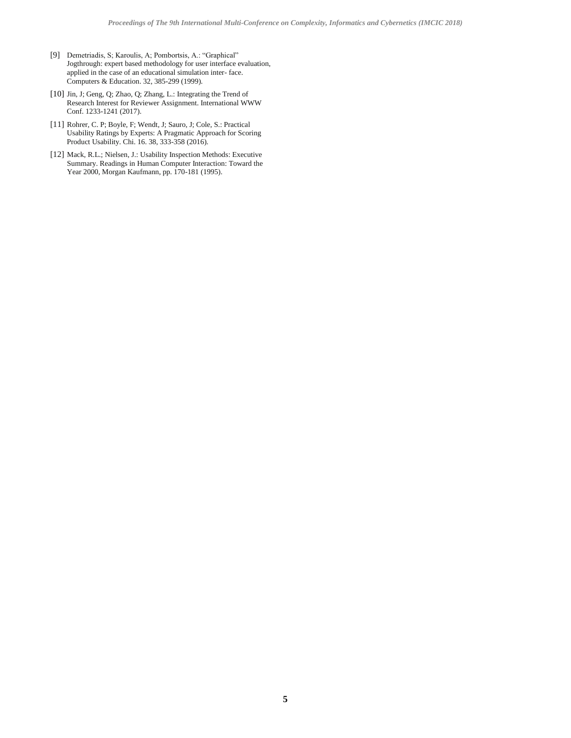[9] Demetriadis, S; Karoulis, A; Pombortsis, A.: "Graphical" Jogthrough: expert based methodology for user interface evaluation, applied in the case of an educational simulation inter- face. Computers & Education. 32, 385-299 (1999).

[10] Jin, J; Geng, Q; Zhao, Q; Zhang, L.: Integrating the Trend of Research Interest for Reviewer Assignment. International WWW Conf. 1233-1241 (2017).

[11] Rohrer, C. P; Boyle, F; Wendt, J; Sauro, J; Cole, S.: Practical Usability Ratings by Experts: A Pragmatic Approach for Scoring Product Usability. Chi. 16. 38, 333-358 (2016).

[12] Mack, R.L.; Nielsen, J.: Usability Inspection Methods: Executive Summary. Readings in Human Computer Interaction: Toward the Year 2000, Morgan Kaufmann, pp. 170-181 (1995).